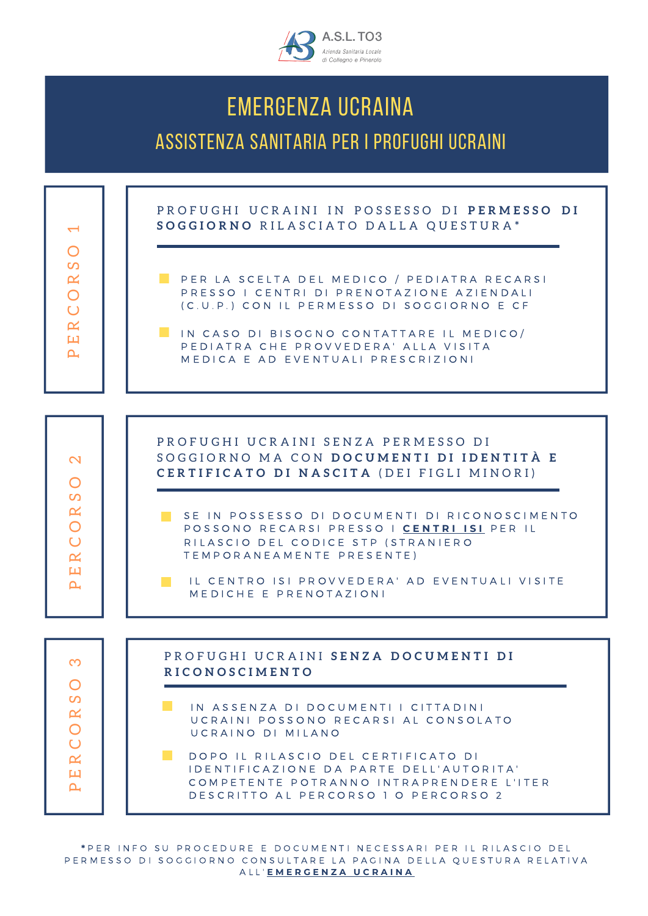A.S.L. TO3
*Azienda Sanitaria Locale di Collegno e Pinerolo*

# EMERGENZA UCRAINA

## ASSISTENZA SANITARIA PER I PROFUGHI UCRAINI

### PERCORSO 1

PROFUGHI UCRAINI IN POSSESSO DI **PERMESSO DI SOGGIORNO** RILASCIATO DALLA QUESTURA*

- PER LA SCELTA DEL MEDICO / PEDIATRA RECARSI PRESSO I CENTRI DI PRENOTAZIONE AZIENDALI (C.U.P.) CON IL PERMESSO DI SOGGIORNO E CF
- IN CASO DI BISOGNO CONTATTARE IL MEDICO/ PEDIATRA CHE PROVVEDERA' ALLA VISITA MEDICA E AD EVENTUALI PRESCRIZIONI

### PERCORSO 2

PROFUGHI UCRAINI SENZA PERMESSO DI SOGGIORNO MA CON **DOCUMENTI DI IDENTITÀ E CERTIFICATO DI NASCITA** (DEI FIGLI MINORI)

- SE IN POSSESSO DI DOCUMENTI DI RICONOSCIMENTO POSSONO RECARSI PRESSO I **CENTRI ISI** PER IL RILASCIO DEL CODICE STP (STRANIERO TEMPORANEAMENTE PRESENTE)
- IL CENTRO ISI PROVVEDERA' AD EVENTUALI VISITE MEDICHE E PRENOTAZIONI

### PERCORSO 3

PROFUGHI UCRAINI **SENZA DOCUMENTI DI RICONOSCIMENTO**

- IN ASSENZA DI DOCUMENTI I CITTADINI UCRAINI POSSONO RECARSI AL CONSOLATO UCRAINO DI MILANO
- DOPO IL RILASCIO DEL CERTIFICATO DI IDENTIFICAZIONE DA PARTE DELL'AUTORITA' COMPETENTE POTRANNO INTRAPRENDERE L'ITER DESCRITTO AL PERCORSO 1 O PERCORSO 2

*PER INFO SU PROCEDURE E DOCUMENTI NECESSARI PER IL RILASCIO DEL PERMESSO DI SOGGIORNO CONSULTARE LA PAGINA DELLA QUESTURA RELATIVA ALL'**EMERGENZA UCRAINA**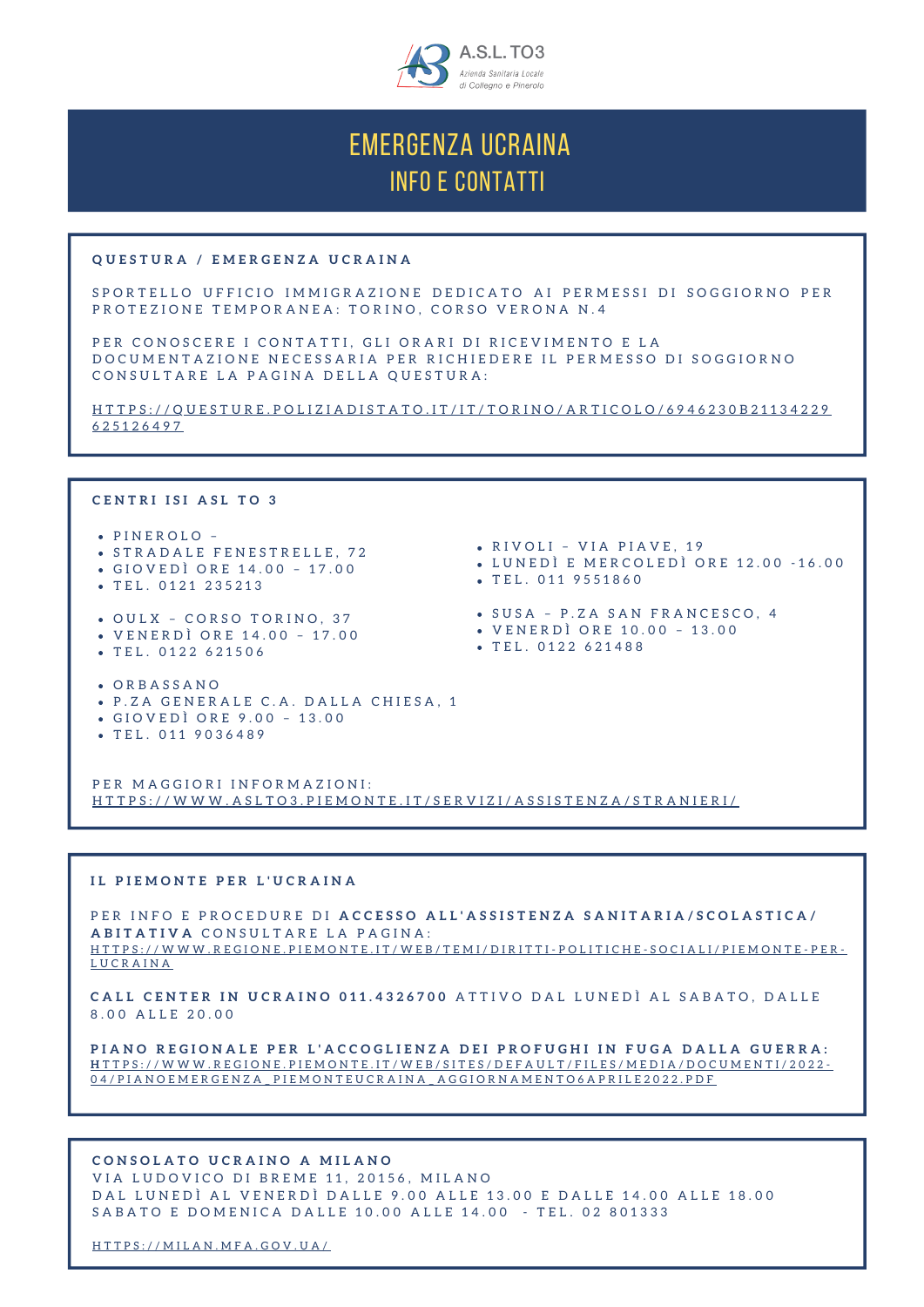A.S.L. TO3

Azienda Sanitaria Locale di Collegno e Pinerolo

# EMERGENZA UCRAINA
## INFO E CONTATTI

### QUESTURA / EMERGENZA UCRAINA

SPORTELLO UFFICIO IMMIGRAZIONE DEDICATO AI PERMESSI DI SOGGIORNO PER PROTEZIONE TEMPORANEA: TORINO, CORSO VERONA N.4

PER CONOSCERE I CONTATTI, GLI ORARI DI RICEVIMENTO E LA DOCUMENTAZIONE NECESSARIA PER RICHIEDERE IL PERMESSO DI SOGGIORNO CONSULTARE LA PAGINA DELLA QUESTURA:

HTTPS://QUESTURE.POLIZIADISTATO.IT/IT/TORINO/ARTICOLO/6946230B21134229625126497

### CENTRI ISI ASL TO 3

- PINEROLO –
- STRADALE FENESTRELLE, 72
- GIOVEDÌ ORE 14.00 – 17.00
- TEL. 0121 235213

- OULX – CORSO TORINO, 37
- VENERDÌ ORE 14.00 – 17.00
- TEL. 0122 621506

- ORBASSANO
- P.ZA GENERALE C.A. DALLA CHIESA, 1
- GIOVEDÌ ORE 9.00 – 13.00
- TEL. 011 9036489

- RIVOLI – VIA PIAVE, 19
- LUNEDÌ E MERCOLEDÌ ORE 12.00 -16.00
- TEL. 011 9551860

- SUSA – P.ZA SAN FRANCESCO, 4
- VENERDÌ ORE 10.00 – 13.00
- TEL. 0122 621488

PER MAGGIORI INFORMAZIONI:
HTTPS://WWW.ASLTO3.PIEMONTE.IT/SERVIZI/ASSISTENZA/STRANIERI/

### IL PIEMONTE PER L'UCRAINA

PER INFO E PROCEDURE DI **ACCESSO ALL'ASSISTENZA SANITARIA/SCOLASTICA/ABITATIVA** CONSULTARE LA PAGINA:
HTTPS://WWW.REGIONE.PIEMONTE.IT/WEB/TEMI/DIRITTI-POLITICHE-SOCIALI/PIEMONTE-PER-LUCRAINA

**CALL CENTER IN UCRAINO 011.4326700** ATTIVO DAL LUNEDÌ AL SABATO, DALLE 8.00 ALLE 20.00

**PIANO REGIONALE PER L'ACCOGLIENZA DEI PROFUGHI IN FUGA DALLA GUERRA:**
HTTPS://WWW.REGIONE.PIEMONTE.IT/WEB/SITES/DEFAULT/FILES/MEDIA/DOCUMENTI/2022-04/PIANOEMERGENZA_PIEMONTEUCRAINA_AGGIORNAMENTO6APRILE2022.PDF

### CONSOLATO UCRAINO A MILANO

VIA LUDOVICO DI BREME 11, 20156, MILANO
DAL LUNEDÌ AL VENERDÌ DALLE 9.00 ALLE 13.00 E DALLE 14.00 ALLE 18.00
SABATO E DOMENICA DALLE 10.00 ALLE 14.00 - TEL. 02 801333

HTTPS://MILAN.MFA.GOV.UA/